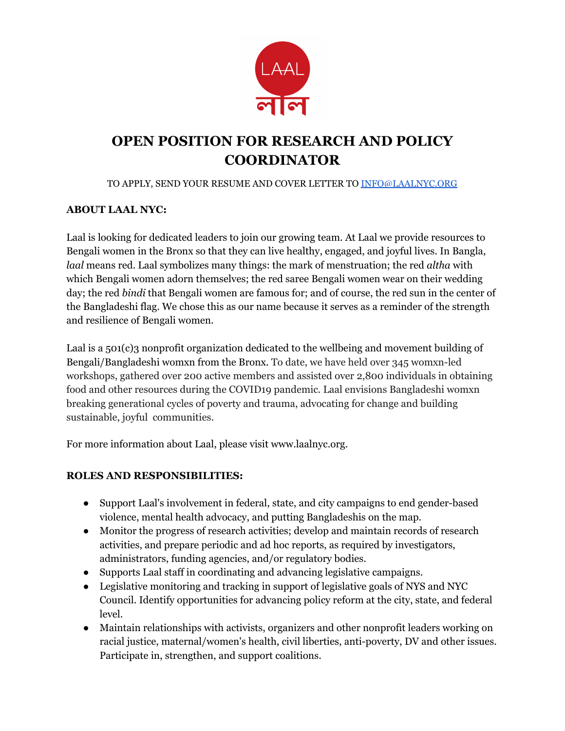# OPEN POSITION FOR RESEARCH AND POLICY COORDINATOR

TO APPLY, SEND YOUR RESUME AND COVER LETTER TO [INFO@LAALNYC.ORG](mailto:INFO@LAALNYC.ORG)

**ABOUT LAAL NYC:**

Laal is looking for dedicated leaders to join our growing team. At Laal we provide resources to Bengali women in the Bronx so that they can live healthy, engaged, and joyful lives. In Bangla, *laal* means red. Laal symbolizes many things: the mark of menstruation; the red *altha* with which Bengali women adorn themselves; the red saree Bengali women wear on their wedding day; the red *bindi* that Bengali women are famous for; and of course, the red sun in the center of the Bangladeshi flag. We chose this as our name because it serves as a reminder of the strength and resilience of Bengali women.

Laal is a 501(c)3 nonprofit organization dedicated to the wellbeing and movement building of Bengali/Bangladeshi womxn from the Bronx. To date, we have held over 345 womxn-led workshops, gathered over 200 active members and assisted over 2,800 individuals in obtaining food and other resources during the COVID19 pandemic. Laal envisions Bangladeshi womxn breaking generational cycles of poverty and trauma, advocating for change and building sustainable, joyful communities.

For more information about Laal, please visit www.laalnyc.org.

**ROLES AND RESPONSIBILITIES:**

- Support Laal's involvement in federal, state, and city campaigns to end gender-based violence, mental health advocacy, and putting Bangladeshis on the map.
- Monitor the progress of research activities; develop and maintain records of research activities, and prepare periodic and ad hoc reports, as required by investigators, administrators, funding agencies, and/or regulatory bodies.
- Supports Laal staff in coordinating and advancing legislative campaigns.
- Legislative monitoring and tracking in support of legislative goals of NYS and NYC Council. Identify opportunities for advancing policy reform at the city, state, and federal level.
- Maintain relationships with activists, organizers and other nonprofit leaders working on racial justice, maternal/women's health, civil liberties, anti-poverty, DV and other issues. Participate in, strengthen, and support coalitions.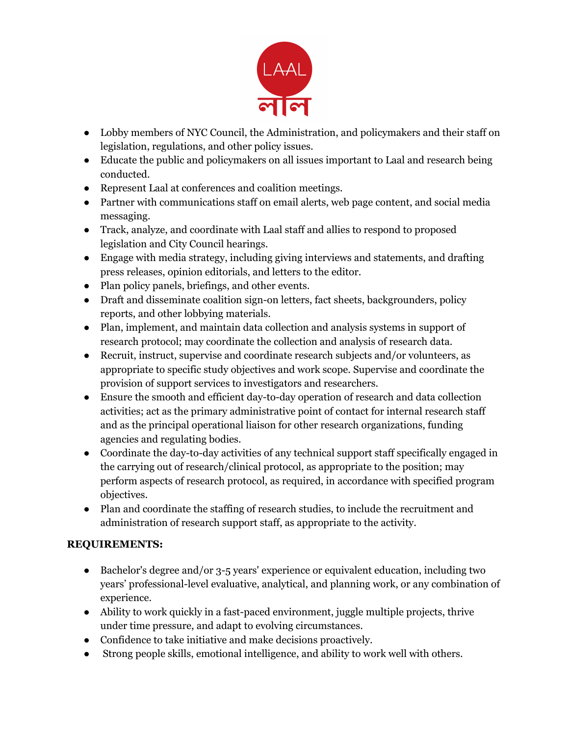- Lobby members of NYC Council, the Administration, and policymakers and their staff on legislation, regulations, and other policy issues.
- Educate the public and policymakers on all issues important to Laal and research being conducted.
- Represent Laal at conferences and coalition meetings.
- Partner with communications staff on email alerts, web page content, and social media messaging.
- Track, analyze, and coordinate with Laal staff and allies to respond to proposed legislation and City Council hearings.
- Engage with media strategy, including giving interviews and statements, and drafting press releases, opinion editorials, and letters to the editor.
- Plan policy panels, briefings, and other events.
- Draft and disseminate coalition sign-on letters, fact sheets, backgrounders, policy reports, and other lobbying materials.
- Plan, implement, and maintain data collection and analysis systems in support of research protocol; may coordinate the collection and analysis of research data.
- Recruit, instruct, supervise and coordinate research subjects and/or volunteers, as appropriate to specific study objectives and work scope. Supervise and coordinate the provision of support services to investigators and researchers.
- Ensure the smooth and efficient day-to-day operation of research and data collection activities; act as the primary administrative point of contact for internal research staff and as the principal operational liaison for other research organizations, funding agencies and regulating bodies.
- Coordinate the day-to-day activities of any technical support staff specifically engaged in the carrying out of research/clinical protocol, as appropriate to the position; may perform aspects of research protocol, as required, in accordance with specified program objectives.
- Plan and coordinate the staffing of research studies, to include the recruitment and administration of research support staff, as appropriate to the activity.

**REQUIREMENTS:**

- Bachelor's degree and/or 3-5 years' experience or equivalent education, including two years' professional-level evaluative, analytical, and planning work, or any combination of experience.
- Ability to work quickly in a fast-paced environment, juggle multiple projects, thrive under time pressure, and adapt to evolving circumstances.
- Confidence to take initiative and make decisions proactively.
- Strong people skills, emotional intelligence, and ability to work well with others.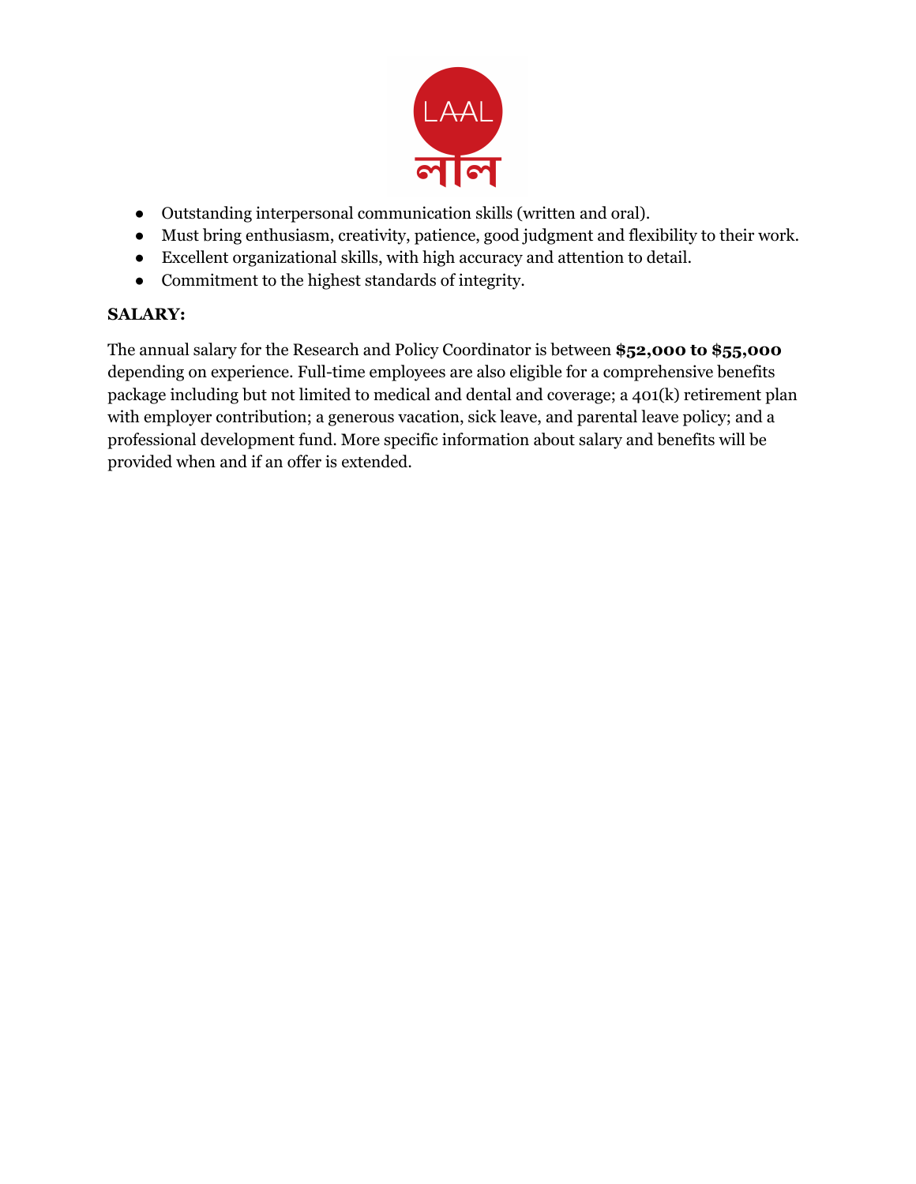- Outstanding interpersonal communication skills (written and oral).
- Must bring enthusiasm, creativity, patience, good judgment and flexibility to their work.
- Excellent organizational skills, with high accuracy and attention to detail.
- Commitment to the highest standards of integrity.

**SALARY:**

The annual salary for the Research and Policy Coordinator is between **$52,000 to $55,000** depending on experience. Full-time employees are also eligible for a comprehensive benefits package including but not limited to medical and dental and coverage; a 401(k) retirement plan with employer contribution; a generous vacation, sick leave, and parental leave policy; and a professional development fund. More specific information about salary and benefits will be provided when and if an offer is extended.